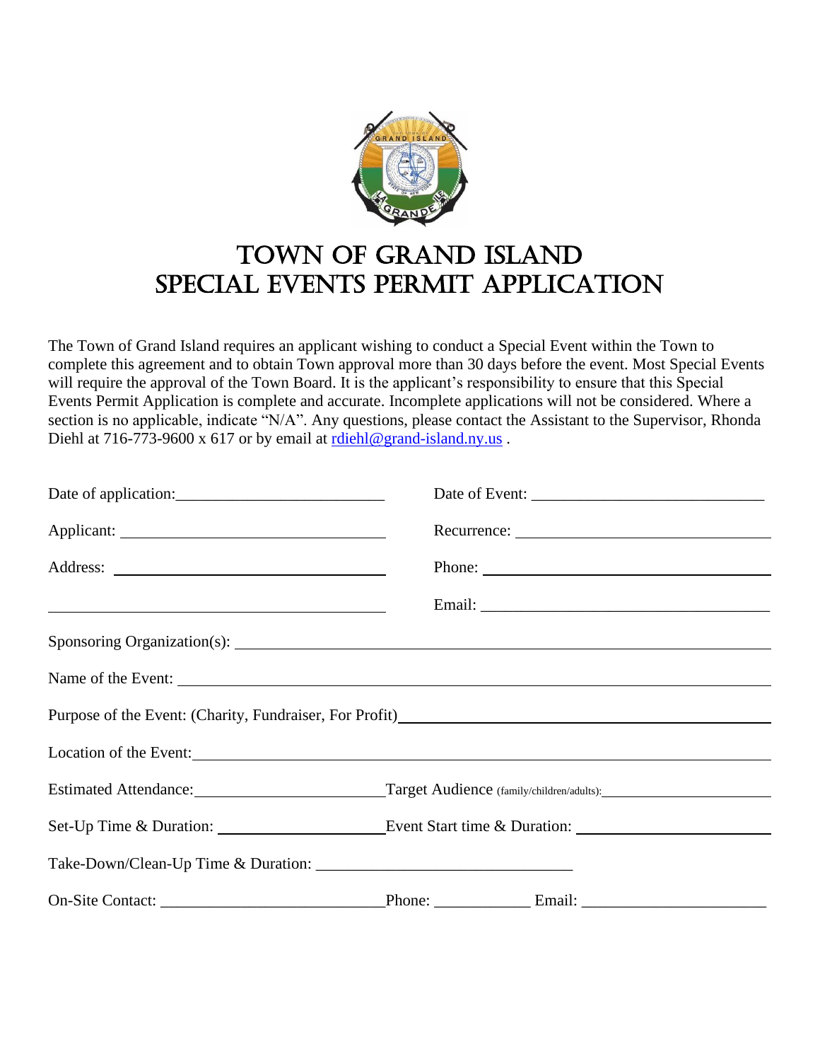# TOWN OF GRAND ISLAND
# SPECIAL EVENTS PERMIT APPLICATION

The Town of Grand Island requires an applicant wishing to conduct a Special Event within the Town to complete this agreement and to obtain Town approval more than 30 days before the event. Most Special Events will require the approval of the Town Board. It is the applicant's responsibility to ensure that this Special Events Permit Application is complete and accurate. Incomplete applications will not be considered. Where a section is no applicable, indicate "N/A". Any questions, please contact the Assistant to the Supervisor, Rhonda Diehl at 716-773-9600 x 617 or by email at rdiehl@grand-island.ny.us .

Date of application:\_\_\_\_\_\_\_\_\_\_\_\_\_\_\_\_\_\_\_\_\_\_\_\_\_\_ Date of Event: \_\_\_\_\_\_\_\_\_\_\_\_\_\_\_\_\_\_\_\_\_\_\_\_\_\_\_\_\_\_

Applicant: \_\_\_\_\_\_\_\_\_\_\_\_\_\_\_\_\_\_\_\_\_\_\_\_\_\_\_\_\_\_\_\_\_ Recurrence: \_\_\_\_\_\_\_\_\_\_\_\_\_\_\_\_\_\_\_\_\_\_\_\_\_\_\_\_\_\_\_\_\_

Address: \_\_\_\_\_\_\_\_\_\_\_\_\_\_\_\_\_\_\_\_\_\_\_\_\_\_\_\_\_\_\_\_\_\_\_ Phone: \_\_\_\_\_\_\_\_\_\_\_\_\_\_\_\_\_\_\_\_\_\_\_\_\_\_\_\_\_\_\_\_\_\_\_\_\_

\_\_\_\_\_\_\_\_\_\_\_\_\_\_\_\_\_\_\_\_\_\_\_\_\_\_\_\_\_\_\_\_\_\_\_\_\_\_\_\_\_\_\_\_ Email: \_\_\_\_\_\_\_\_\_\_\_\_\_\_\_\_\_\_\_\_\_\_\_\_\_\_\_\_\_\_\_\_\_\_\_\_\_

Sponsoring Organization(s): \_\_\_\_\_\_\_\_\_\_\_\_\_\_\_\_\_\_\_\_\_\_\_\_\_\_\_\_\_\_\_\_\_\_\_\_\_\_\_\_\_\_\_\_\_\_\_\_\_\_\_\_\_\_\_\_\_\_\_\_\_\_\_\_\_\_\_\_\_\_\_\_\_\_\_\_

Name of the Event: \_\_\_\_\_\_\_\_\_\_\_\_\_\_\_\_\_\_\_\_\_\_\_\_\_\_\_\_\_\_\_\_\_\_\_\_\_\_\_\_\_\_\_\_\_\_\_\_\_\_\_\_\_\_\_\_\_\_\_\_\_\_\_\_\_\_\_\_\_\_\_\_\_\_\_\_\_\_\_\_\_\_\_

Purpose of the Event: (Charity, Fundraiser, For Profit)\_\_\_\_\_\_\_\_\_\_\_\_\_\_\_\_\_\_\_\_\_\_\_\_\_\_\_\_\_\_\_\_\_\_\_\_\_\_\_\_\_\_\_\_\_\_\_\_\_

Location of the Event:\_\_\_\_\_\_\_\_\_\_\_\_\_\_\_\_\_\_\_\_\_\_\_\_\_\_\_\_\_\_\_\_\_\_\_\_\_\_\_\_\_\_\_\_\_\_\_\_\_\_\_\_\_\_\_\_\_\_\_\_\_\_\_\_\_\_\_\_\_\_\_\_\_\_\_\_\_\_\_

Estimated Attendance:\_\_\_\_\_\_\_\_\_\_\_\_\_\_\_\_\_\_\_\_\_\_\_\_\_\_\_ Target Audience (family/children/adults):\_\_\_\_\_\_\_\_\_\_\_\_\_\_\_\_\_\_\_\_\_\_\_\_\_\_\_\_

Set-Up Time & Duration: \_\_\_\_\_\_\_\_\_\_\_\_\_\_\_\_\_\_\_\_\_\_\_\_\_ Event Start time & Duration: \_\_\_\_\_\_\_\_\_\_\_\_\_\_\_\_\_\_\_\_\_\_\_\_\_\_\_\_\_

Take-Down/Clean-Up Time & Duration: \_\_\_\_\_\_\_\_\_\_\_\_\_\_\_\_\_\_\_\_\_\_\_\_\_\_\_\_\_\_\_\_\_\_\_\_\_

On-Site Contact: \_\_\_\_\_\_\_\_\_\_\_\_\_\_\_\_\_\_\_\_\_\_\_\_\_\_\_\_\_\_\_Phone: \_\_\_\_\_\_\_\_\_\_\_\_\_ Email: \_\_\_\_\_\_\_\_\_\_\_\_\_\_\_\_\_\_\_\_\_\_\_\_\_\_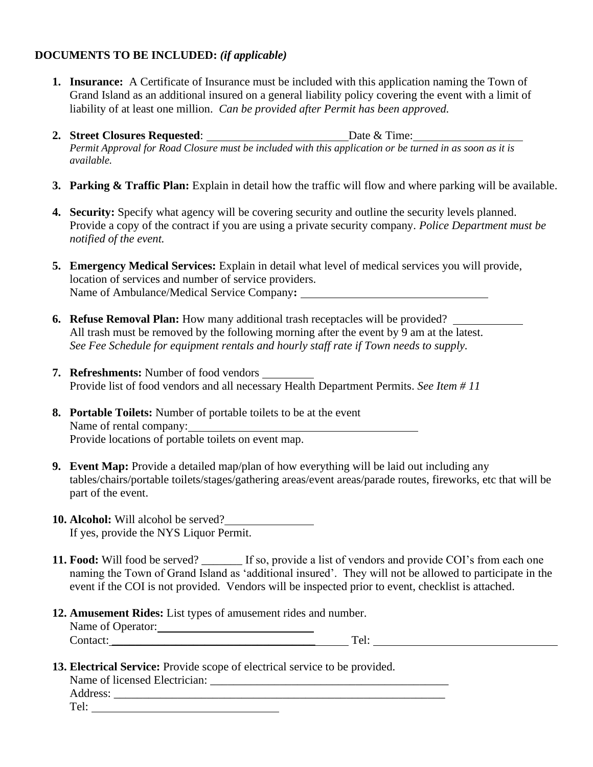**DOCUMENTS TO BE INCLUDED:** ***(if applicable)***

1. **Insurance:** A Certificate of Insurance must be included with this application naming the Town of Grand Island as an additional insured on a general liability policy covering the event with a limit of liability of at least one million. *Can be provided after Permit has been approved.*

2. **Street Closures Requested**: ________________________ Date & Time: __________________
   *Permit Approval for Road Closure must be included with this application or be turned in as soon as it is available.*

3. **Parking & Traffic Plan:** Explain in detail how the traffic will flow and where parking will be available.

4. **Security:** Specify what agency will be covering security and outline the security levels planned. Provide a copy of the contract if you are using a private security company. *Police Department must be notified of the event.*

5. **Emergency Medical Services:** Explain in detail what level of medical services you will provide, location of services and number of service providers.
   Name of Ambulance/Medical Service Company**:** ________________________________

6. **Refuse Removal Plan:** How many additional trash receptacles will be provided? ____________
   All trash must be removed by the following morning after the event by 9 am at the latest.
   *See Fee Schedule for equipment rentals and hourly staff rate if Town needs to supply.*

7. **Refreshments:** Number of food vendors _________
   Provide list of food vendors and all necessary Health Department Permits. *See Item # 11*

8. **Portable Toilets:** Number of portable toilets to be at the event
   Name of rental company: ________________________________________
   Provide locations of portable toilets on event map.

9. **Event Map:** Provide a detailed map/plan of how everything will be laid out including any tables/chairs/portable toilets/stages/gathering areas/event areas/parade routes, fireworks, etc that will be part of the event.

10. **Alcohol:** Will alcohol be served? _______________
    If yes, provide the NYS Liquor Permit.

11. **Food:** Will food be served? _______ If so, provide a list of vendors and provide COI's from each one naming the Town of Grand Island as 'additional insured'. They will not be allowed to participate in the event if the COI is not provided. Vendors will be inspected prior to event, checklist is attached.

12. **Amusement Rides:** List types of amusement rides and number.
    Name of Operator: ____________________________
    Contact: ____________________________________________ Tel: ________________________________

13. **Electrical Service:** Provide scope of electrical service to be provided.
    Name of licensed Electrician: __________________________________________
    Address: ____________________________________________________________
    Tel: ________________________________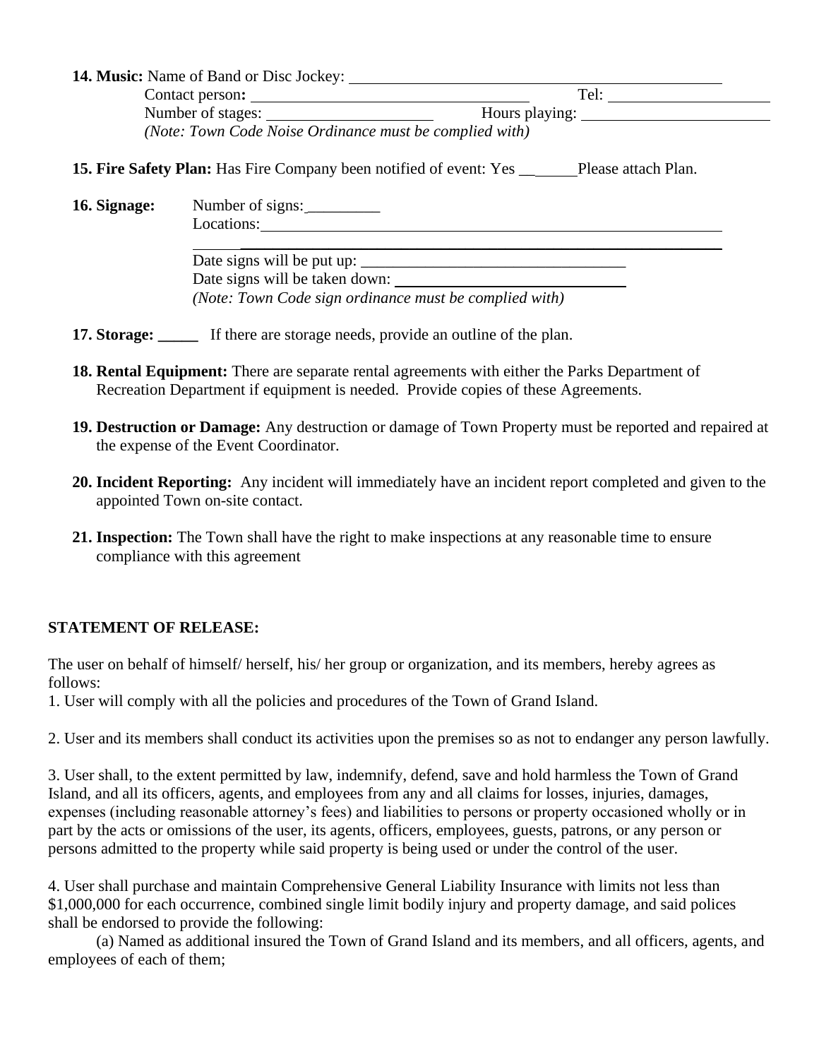**14. Music:** Name of Band or Disc Jockey: ______________________________

Contact person**:** ______________________________ Tel: ____________________

Number of stages: ____________________ Hours playing: ____________________

*(Note: Town Code Noise Ordinance must be complied with)*

**15. Fire Safety Plan:** Has Fire Company been notified of event: Yes ______ Please attach Plan.

**16. Signage:** Number of signs: _________

Locations: ______________________________

______________________________

Date signs will be put up: ______________________________

Date signs will be taken down: ______________________________

*(Note: Town Code sign ordinance must be complied with)*

**17. Storage: _____** If there are storage needs, provide an outline of the plan.

**18. Rental Equipment:** There are separate rental agreements with either the Parks Department of Recreation Department if equipment is needed. Provide copies of these Agreements.

**19. Destruction or Damage:** Any destruction or damage of Town Property must be reported and repaired at the expense of the Event Coordinator.

**20. Incident Reporting:** Any incident will immediately have an incident report completed and given to the appointed Town on-site contact.

**21. Inspection:** The Town shall have the right to make inspections at any reasonable time to ensure compliance with this agreement

**STATEMENT OF RELEASE:**

The user on behalf of himself/ herself, his/ her group or organization, and its members, hereby agrees as follows:

1. User will comply with all the policies and procedures of the Town of Grand Island.

2. User and its members shall conduct its activities upon the premises so as not to endanger any person lawfully.

3. User shall, to the extent permitted by law, indemnify, defend, save and hold harmless the Town of Grand Island, and all its officers, agents, and employees from any and all claims for losses, injuries, damages, expenses (including reasonable attorney's fees) and liabilities to persons or property occasioned wholly or in part by the acts or omissions of the user, its agents, officers, employees, guests, patrons, or any person or persons admitted to the property while said property is being used or under the control of the user.

4. User shall purchase and maintain Comprehensive General Liability Insurance with limits not less than $1,000,000 for each occurrence, combined single limit bodily injury and property damage, and said polices shall be endorsed to provide the following:

(a) Named as additional insured the Town of Grand Island and its members, and all officers, agents, and employees of each of them;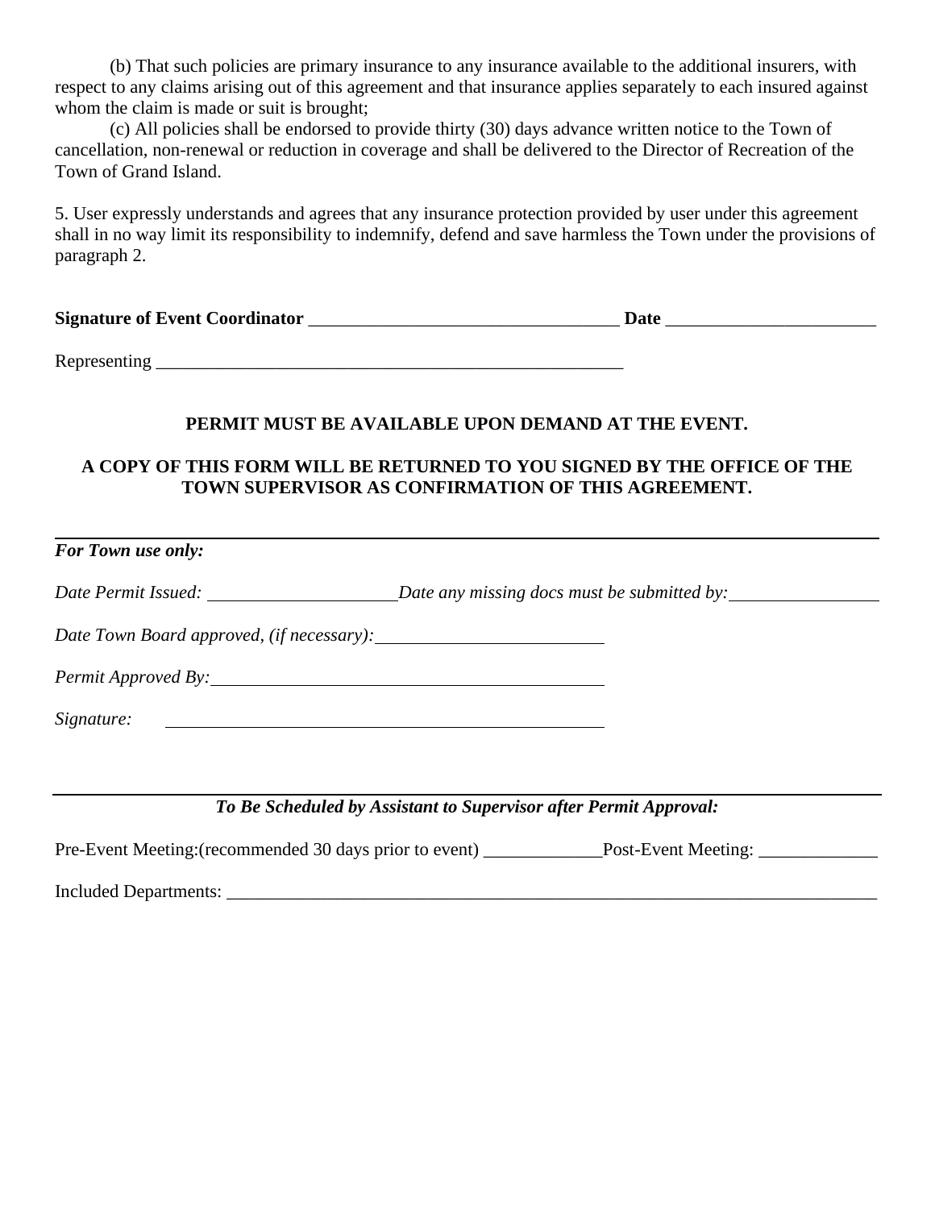(b) That such policies are primary insurance to any insurance available to the additional insurers, with respect to any claims arising out of this agreement and that insurance applies separately to each insured against whom the claim is made or suit is brought;

(c) All policies shall be endorsed to provide thirty (30) days advance written notice to the Town of cancellation, non-renewal or reduction in coverage and shall be delivered to the Director of Recreation of the Town of Grand Island.

5. User expressly understands and agrees that any insurance protection provided by user under this agreement shall in no way limit its responsibility to indemnify, defend and save harmless the Town under the provisions of paragraph 2.

**Signature of Event Coordinator** ___________________________________ **Date** _______________________

Representing _____________________________________________________

**PERMIT MUST BE AVAILABLE UPON DEMAND AT THE EVENT.**

**A COPY OF THIS FORM WILL BE RETURNED TO YOU SIGNED BY THE OFFICE OF THE TOWN SUPERVISOR AS CONFIRMATION OF THIS AGREEMENT.**

---

***For Town use only:***

*Date Permit Issued:* ____________________ *Date any missing docs must be submitted by:* ________________

*Date Town Board approved, (if necessary):* ________________________

*Permit Approved By:* ________________________________________

*Signature:* ________________________________________

---

***To Be Scheduled by Assistant to Supervisor after Permit Approval:***

Pre-Event Meeting:(recommended 30 days prior to event) _____________Post-Event Meeting: _____________

Included Departments: __________________________________________________________________________